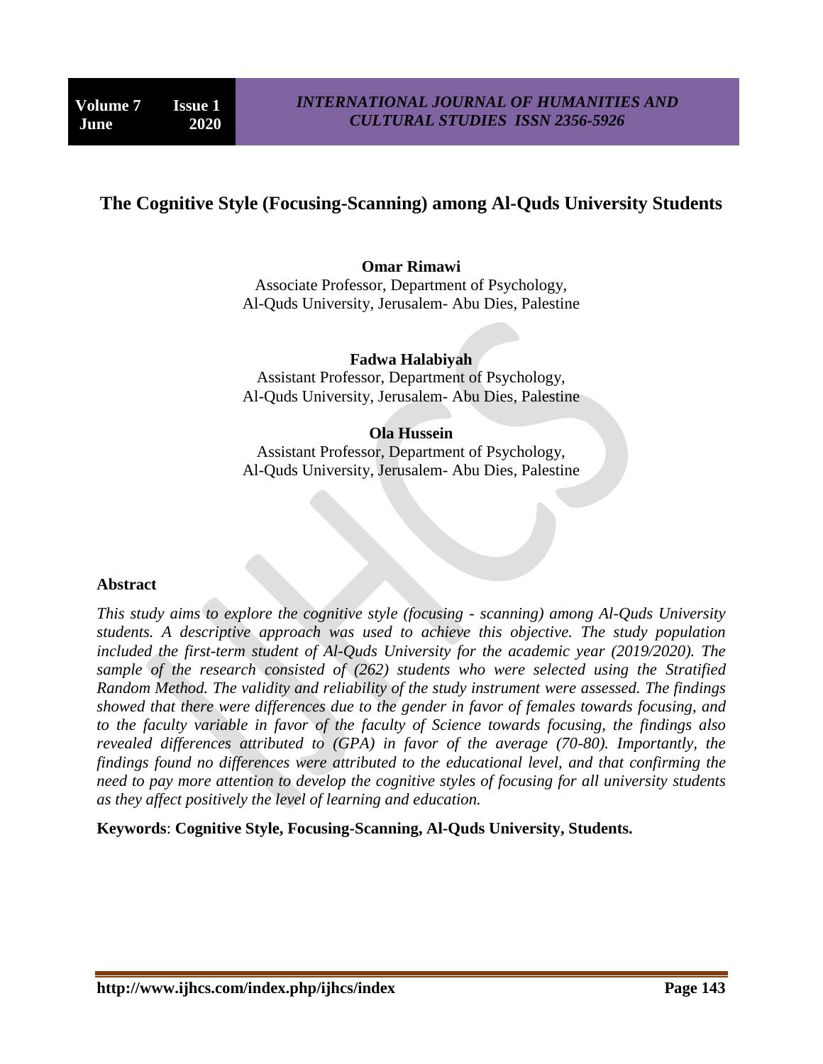# The Cognitive Style (Focusing-Scanning) among Al-Quds University Students

**Omar Rimawi**
Associate Professor, Department of Psychology,
Al-Quds University, Jerusalem- Abu Dies, Palestine

**Fadwa Halabiyah**
Assistant Professor, Department of Psychology,
Al-Quds University, Jerusalem- Abu Dies, Palestine

**Ola Hussein**
Assistant Professor, Department of Psychology,
Al-Quds University, Jerusalem- Abu Dies, Palestine

## Abstract

*This study aims to explore the cognitive style (focusing - scanning) among Al-Quds University students. A descriptive approach was used to achieve this objective. The study population included the first-term student of Al-Quds University for the academic year (2019/2020). The sample of the research consisted of (262) students who were selected using the Stratified Random Method. The validity and reliability of the study instrument were assessed. The findings showed that there were differences due to the gender in favor of females towards focusing, and to the faculty variable in favor of the faculty of Science towards focusing, the findings also revealed differences attributed to (GPA) in favor of the average (70-80). Importantly, the findings found no differences were attributed to the educational level, and that confirming the need to pay more attention to develop the cognitive styles of focusing for all university students as they affect positively the level of learning and education.*

**Keywords**: **Cognitive Style, Focusing-Scanning, Al-Quds University, Students.**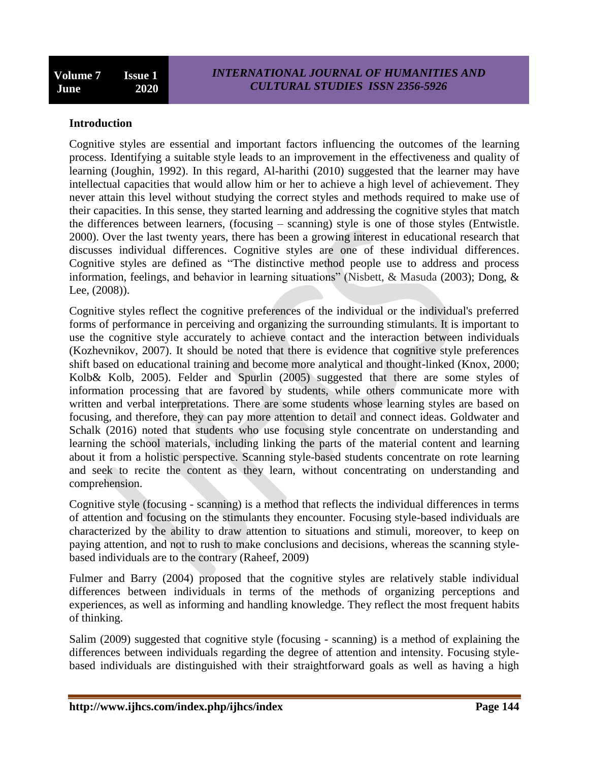## Introduction

Cognitive styles are essential and important factors influencing the outcomes of the learning process. Identifying a suitable style leads to an improvement in the effectiveness and quality of learning (Joughin, 1992). In this regard, Al-harithi (2010) suggested that the learner may have intellectual capacities that would allow him or her to achieve a high level of achievement. They never attain this level without studying the correct styles and methods required to make use of their capacities. In this sense, they started learning and addressing the cognitive styles that match the differences between learners, (focusing – scanning) style is one of those styles (Entwistle. 2000). Over the last twenty years, there has been a growing interest in educational research that discusses individual differences. Cognitive styles are one of these individual differences. Cognitive styles are defined as "The distinctive method people use to address and process information, feelings, and behavior in learning situations" (Nisbett, & Masuda (2003); Dong, & Lee, (2008)).

Cognitive styles reflect the cognitive preferences of the individual or the individual's preferred forms of performance in perceiving and organizing the surrounding stimulants. It is important to use the cognitive style accurately to achieve contact and the interaction between individuals (Kozhevnikov, 2007). It should be noted that there is evidence that cognitive style preferences shift based on educational training and become more analytical and thought-linked (Knox, 2000; Kolb& Kolb, 2005). Felder and Spurlin (2005) suggested that there are some styles of information processing that are favored by students, while others communicate more with written and verbal interpretations. There are some students whose learning styles are based on focusing, and therefore, they can pay more attention to detail and connect ideas. Goldwater and Schalk (2016) noted that students who use focusing style concentrate on understanding and learning the school materials, including linking the parts of the material content and learning about it from a holistic perspective. Scanning style-based students concentrate on rote learning and seek to recite the content as they learn, without concentrating on understanding and comprehension.

Cognitive style (focusing - scanning) is a method that reflects the individual differences in terms of attention and focusing on the stimulants they encounter. Focusing style-based individuals are characterized by the ability to draw attention to situations and stimuli, moreover, to keep on paying attention, and not to rush to make conclusions and decisions, whereas the scanning style-based individuals are to the contrary (Raheef, 2009)

Fulmer and Barry (2004) proposed that the cognitive styles are relatively stable individual differences between individuals in terms of the methods of organizing perceptions and experiences, as well as informing and handling knowledge. They reflect the most frequent habits of thinking.

Salim (2009) suggested that cognitive style (focusing - scanning) is a method of explaining the differences between individuals regarding the degree of attention and intensity. Focusing style-based individuals are distinguished with their straightforward goals as well as having a high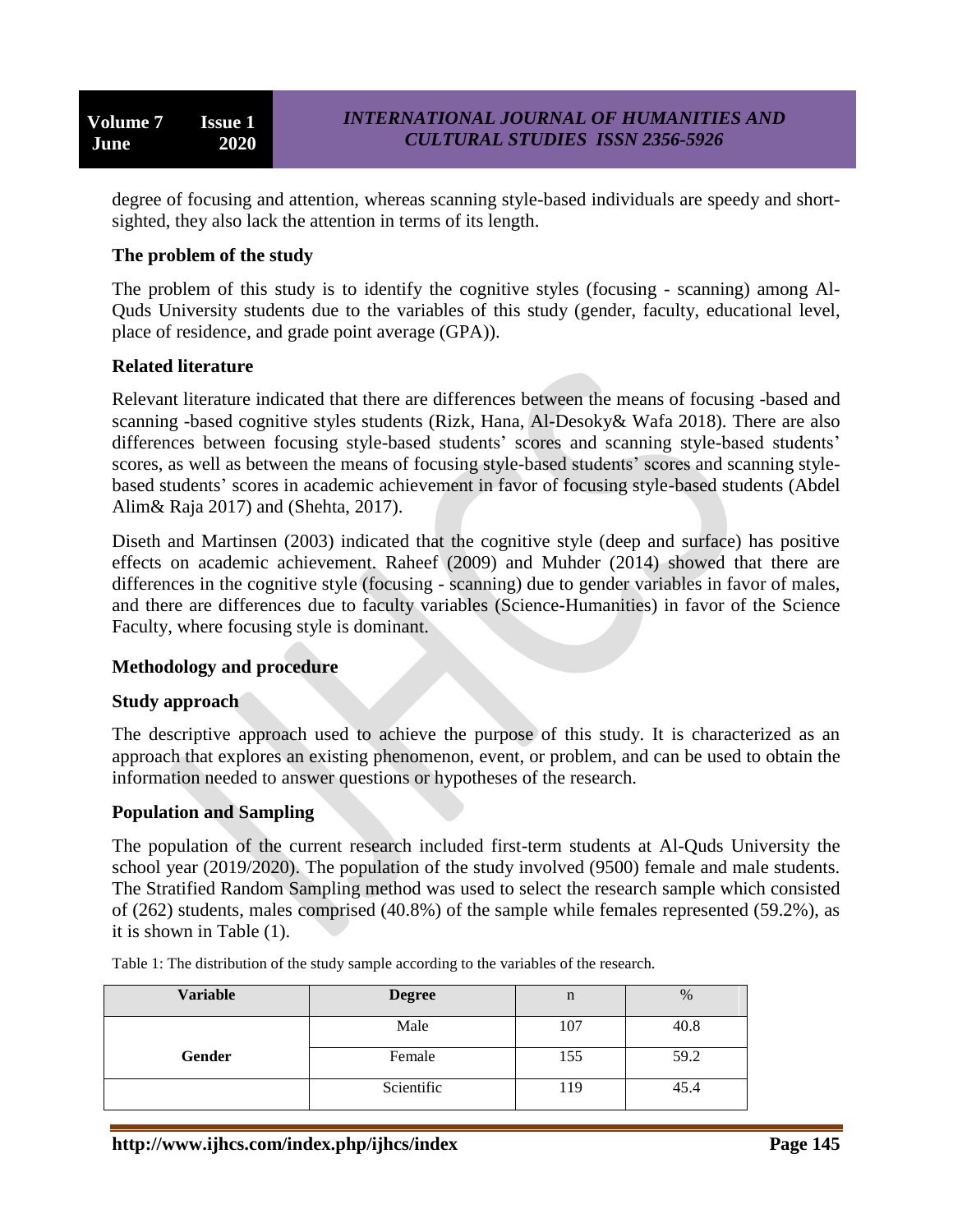degree of focusing and attention, whereas scanning style-based individuals are speedy and short-sighted, they also lack the attention in terms of its length.

### The problem of the study

The problem of this study is to identify the cognitive styles (focusing - scanning) among Al-Quds University students due to the variables of this study (gender, faculty, educational level, place of residence, and grade point average (GPA)).

### Related literature

Relevant literature indicated that there are differences between the means of focusing -based and scanning -based cognitive styles students (Rizk, Hana, Al-Desoky& Wafa 2018). There are also differences between focusing style-based students' scores and scanning style-based students' scores, as well as between the means of focusing style-based students' scores and scanning style-based students' scores in academic achievement in favor of focusing style-based students (Abdel Alim& Raja 2017) and (Shehta, 2017).

Diseth and Martinsen (2003) indicated that the cognitive style (deep and surface) has positive effects on academic achievement. Raheef (2009) and Muhder (2014) showed that there are differences in the cognitive style (focusing - scanning) due to gender variables in favor of males, and there are differences due to faculty variables (Science-Humanities) in favor of the Science Faculty, where focusing style is dominant.

### Methodology and procedure

### Study approach

The descriptive approach used to achieve the purpose of this study. It is characterized as an approach that explores an existing phenomenon, event, or problem, and can be used to obtain the information needed to answer questions or hypotheses of the research.

### Population and Sampling

The population of the current research included first-term students at Al-Quds University the school year (2019/2020). The population of the study involved (9500) female and male students. The Stratified Random Sampling method was used to select the research sample which consisted of (262) students, males comprised (40.8%) of the sample while females represented (59.2%), as it is shown in Table (1).

Table 1: The distribution of the study sample according to the variables of the research.

| Variable | Degree | n | % |
|---|---|---|---|
| Gender | Male | 107 | 40.8 |
| | Female | 155 | 59.2 |
| | Scientific | 119 | 45.4 |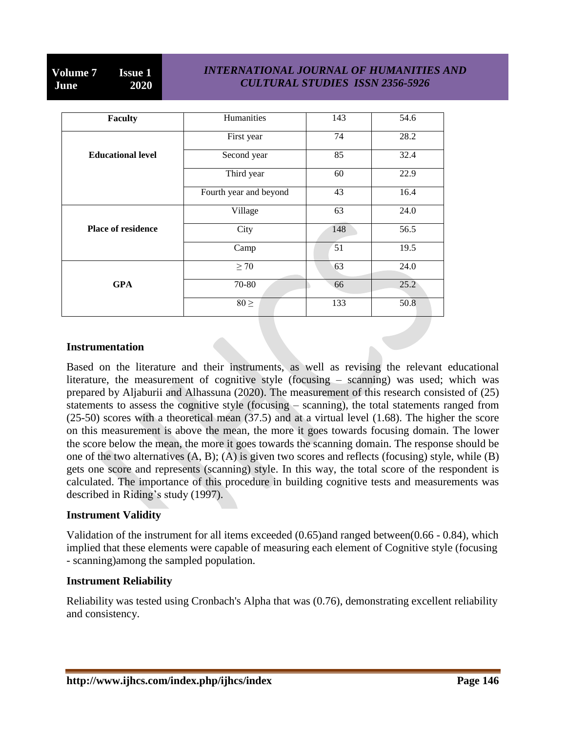| Faculty | Humanities | 143 | 54.6 |
|---|---|---|---|
| Educational level | First year | 74 | 28.2 |
| | Second year | 85 | 32.4 |
| | Third year | 60 | 22.9 |
| | Fourth year and beyond | 43 | 16.4 |
| Place of residence | Village | 63 | 24.0 |
| | City | 148 | 56.5 |
| | Camp | 51 | 19.5 |
| GPA | ≥ 70 | 63 | 24.0 |
| | 70-80 | 66 | 25.2 |
| | 80 ≥ | 133 | 50.8 |

### Instrumentation

Based on the literature and their instruments, as well as revising the relevant educational literature, the measurement of cognitive style (focusing – scanning) was used; which was prepared by Aljaburii and Alhassuna (2020). The measurement of this research consisted of (25) statements to assess the cognitive style (focusing – scanning), the total statements ranged from (25-50) scores with a theoretical mean (37.5) and at a virtual level (1.68). The higher the score on this measurement is above the mean, the more it goes towards focusing domain. The lower the score below the mean, the more it goes towards the scanning domain. The response should be one of the two alternatives (A, B); (A) is given two scores and reflects (focusing) style, while (B) gets one score and represents (scanning) style. In this way, the total score of the respondent is calculated. The importance of this procedure in building cognitive tests and measurements was described in Riding's study (1997).

### Instrument Validity

Validation of the instrument for all items exceeded (0.65)and ranged between(0.66 - 0.84), which implied that these elements were capable of measuring each element of Cognitive style (focusing - scanning)among the sampled population.

### Instrument Reliability

Reliability was tested using Cronbach's Alpha that was (0.76), demonstrating excellent reliability and consistency.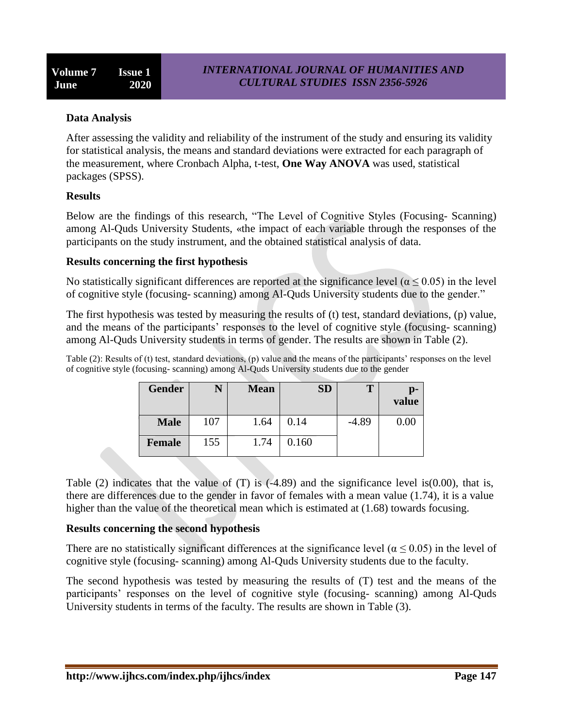**Data Analysis**

After assessing the validity and reliability of the instrument of the study and ensuring its validity for statistical analysis, the means and standard deviations were extracted for each paragraph of the measurement, where Cronbach Alpha, t-test, **One Way ANOVA** was used, statistical packages (SPSS).

**Results**

Below are the findings of this research, "The Level of Cognitive Styles (Focusing- Scanning) among Al-Quds University Students, «the impact of each variable through the responses of the participants on the study instrument, and the obtained statistical analysis of data.

**Results concerning the first hypothesis**

No statistically significant differences are reported at the significance level ($\alpha \leq 0.05$) in the level of cognitive style (focusing- scanning) among Al-Quds University students due to the gender."

The first hypothesis was tested by measuring the results of (t) test, standard deviations, (p) value, and the means of the participants' responses to the level of cognitive style (focusing- scanning) among Al-Quds University students in terms of gender. The results are shown in Table (2).

Table (2): Results of (t) test, standard deviations, (p) value and the means of the participants' responses on the level of cognitive style (focusing- scanning) among Al-Quds University students due to the gender

| Gender | N | Mean | SD | T | p-value |
|---|---|---|---|---|---|
| Male | 107 | 1.64 | 0.14 | -4.89 | 0.00 |
| Female | 155 | 1.74 | 0.160 | | |

Table (2) indicates that the value of (T) is (-4.89) and the significance level is(0.00), that is, there are differences due to the gender in favor of females with a mean value (1.74), it is a value higher than the value of the theoretical mean which is estimated at (1.68) towards focusing.

**Results concerning the second hypothesis**

There are no statistically significant differences at the significance level ($\alpha \leq 0.05$) in the level of cognitive style (focusing- scanning) among Al-Quds University students due to the faculty.

The second hypothesis was tested by measuring the results of (T) test and the means of the participants' responses on the level of cognitive style (focusing- scanning) among Al-Quds University students in terms of the faculty. The results are shown in Table (3).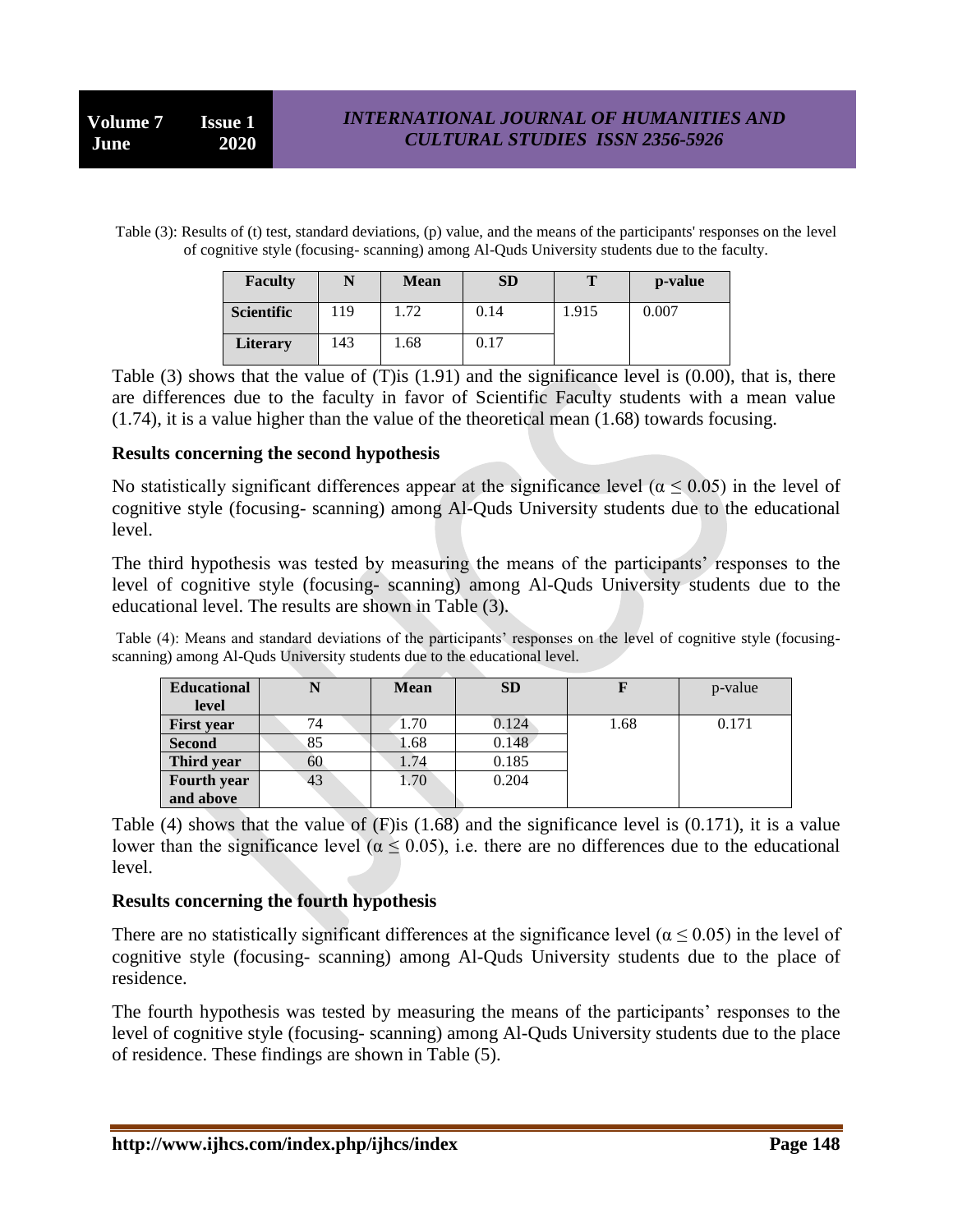Table (3): Results of (t) test, standard deviations, (p) value, and the means of the participants' responses on the level of cognitive style (focusing- scanning) among Al-Quds University students due to the faculty.

| Faculty | N | Mean | SD | T | p-value |
|---|---|---|---|---|---|
| **Scientific** | 119 | 1.72 | 0.14 | 1.915 | 0.007 |
| **Literary** | 143 | 1.68 | 0.17 | | |

Table (3) shows that the value of (T)is (1.91) and the significance level is (0.00), that is, there are differences due to the faculty in favor of Scientific Faculty students with a mean value (1.74), it is a value higher than the value of the theoretical mean (1.68) towards focusing.

### Results concerning the second hypothesis

No statistically significant differences appear at the significance level ($\alpha \leq 0.05$) in the level of cognitive style (focusing- scanning) among Al-Quds University students due to the educational level.

The third hypothesis was tested by measuring the means of the participants' responses to the level of cognitive style (focusing- scanning) among Al-Quds University students due to the educational level. The results are shown in Table (3).

Table (4): Means and standard deviations of the participants' responses on the level of cognitive style (focusing-scanning) among Al-Quds University students due to the educational level.

| Educational level | N | Mean | SD | F | p-value |
|---|---|---|---|---|---|
| **First year** | 74 | 1.70 | 0.124 | 1.68 | 0.171 |
| **Second** | 85 | 1.68 | 0.148 | | |
| **Third year** | 60 | 1.74 | 0.185 | | |
| **Fourth year and above** | 43 | 1.70 | 0.204 | | |

Table (4) shows that the value of (F)is (1.68) and the significance level is (0.171), it is a value lower than the significance level ($\alpha \leq 0.05$), i.e. there are no differences due to the educational level.

### Results concerning the fourth hypothesis

There are no statistically significant differences at the significance level ($\alpha \leq 0.05$) in the level of cognitive style (focusing- scanning) among Al-Quds University students due to the place of residence.

The fourth hypothesis was tested by measuring the means of the participants' responses to the level of cognitive style (focusing- scanning) among Al-Quds University students due to the place of residence. These findings are shown in Table (5).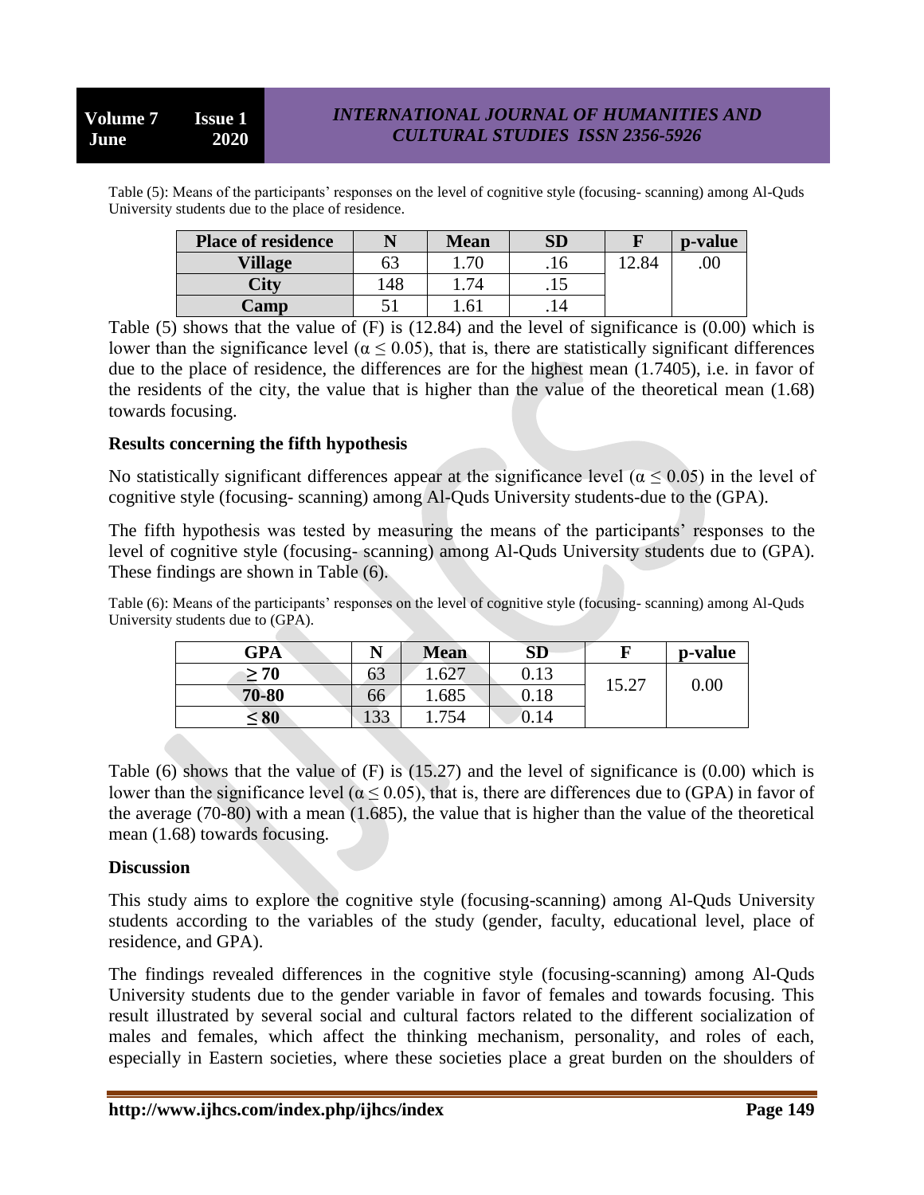Table (5): Means of the participants' responses on the level of cognitive style (focusing- scanning) among Al-Quds University students due to the place of residence.

| Place of residence | N | Mean | SD | F | p-value |
|---|---|---|---|---|---|
| Village | 63 | 1.70 | .16 | 12.84 | .00 |
| City | 148 | 1.74 | .15 | | |
| Camp | 51 | 1.61 | .14 | | |

Table (5) shows that the value of (F) is (12.84) and the level of significance is (0.00) which is lower than the significance level ($\alpha \leq 0.05$), that is, there are statistically significant differences due to the place of residence, the differences are for the highest mean (1.7405), i.e. in favor of the residents of the city, the value that is higher than the value of the theoretical mean (1.68) towards focusing.

**Results concerning the fifth hypothesis**

No statistically significant differences appear at the significance level ($\alpha \leq 0.05$) in the level of cognitive style (focusing- scanning) among Al-Quds University students-due to the (GPA).

The fifth hypothesis was tested by measuring the means of the participants' responses to the level of cognitive style (focusing- scanning) among Al-Quds University students due to (GPA). These findings are shown in Table (6).

Table (6): Means of the participants' responses on the level of cognitive style (focusing- scanning) among Al-Quds University students due to (GPA).

| GPA | N | Mean | SD | F | p-value |
|---|---|---|---|---|---|
| ≥ 70 | 63 | 1.627 | 0.13 | 15.27 | 0.00 |
| 70-80 | 66 | 1.685 | 0.18 | | |
| ≤ 80 | 133 | 1.754 | 0.14 | | |

Table (6) shows that the value of (F) is (15.27) and the level of significance is (0.00) which is lower than the significance level ($\alpha \leq 0.05$), that is, there are differences due to (GPA) in favor of the average (70-80) with a mean (1.685), the value that is higher than the value of the theoretical mean (1.68) towards focusing.

**Discussion**

This study aims to explore the cognitive style (focusing-scanning) among Al-Quds University students according to the variables of the study (gender, faculty, educational level, place of residence, and GPA).

The findings revealed differences in the cognitive style (focusing-scanning) among Al-Quds University students due to the gender variable in favor of females and towards focusing. This result illustrated by several social and cultural factors related to the different socialization of males and females, which affect the thinking mechanism, personality, and roles of each, especially in Eastern societies, where these societies place a great burden on the shoulders of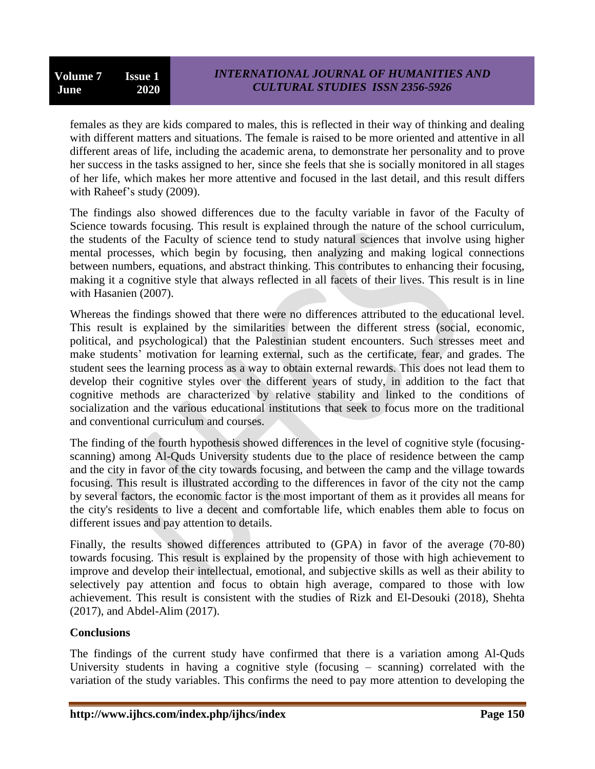females as they are kids compared to males, this is reflected in their way of thinking and dealing with different matters and situations. The female is raised to be more oriented and attentive in all different areas of life, including the academic arena, to demonstrate her personality and to prove her success in the tasks assigned to her, since she feels that she is socially monitored in all stages of her life, which makes her more attentive and focused in the last detail, and this result differs with Raheef's study (2009).

The findings also showed differences due to the faculty variable in favor of the Faculty of Science towards focusing. This result is explained through the nature of the school curriculum, the students of the Faculty of science tend to study natural sciences that involve using higher mental processes, which begin by focusing, then analyzing and making logical connections between numbers, equations, and abstract thinking. This contributes to enhancing their focusing, making it a cognitive style that always reflected in all facets of their lives. This result is in line with Hasanien (2007).

Whereas the findings showed that there were no differences attributed to the educational level. This result is explained by the similarities between the different stress (social, economic, political, and psychological) that the Palestinian student encounters. Such stresses meet and make students' motivation for learning external, such as the certificate, fear, and grades. The student sees the learning process as a way to obtain external rewards. This does not lead them to develop their cognitive styles over the different years of study, in addition to the fact that cognitive methods are characterized by relative stability and linked to the conditions of socialization and the various educational institutions that seek to focus more on the traditional and conventional curriculum and courses.

The finding of the fourth hypothesis showed differences in the level of cognitive style (focusing-scanning) among Al-Quds University students due to the place of residence between the camp and the city in favor of the city towards focusing, and between the camp and the village towards focusing. This result is illustrated according to the differences in favor of the city not the camp by several factors, the economic factor is the most important of them as it provides all means for the city's residents to live a decent and comfortable life, which enables them able to focus on different issues and pay attention to details.

Finally, the results showed differences attributed to (GPA) in favor of the average (70-80) towards focusing. This result is explained by the propensity of those with high achievement to improve and develop their intellectual, emotional, and subjective skills as well as their ability to selectively pay attention and focus to obtain high average, compared to those with low achievement. This result is consistent with the studies of Rizk and El-Desouki (2018), Shehta (2017), and Abdel-Alim (2017).

**Conclusions**

The findings of the current study have confirmed that there is a variation among Al-Quds University students in having a cognitive style (focusing – scanning) correlated with the variation of the study variables. This confirms the need to pay more attention to developing the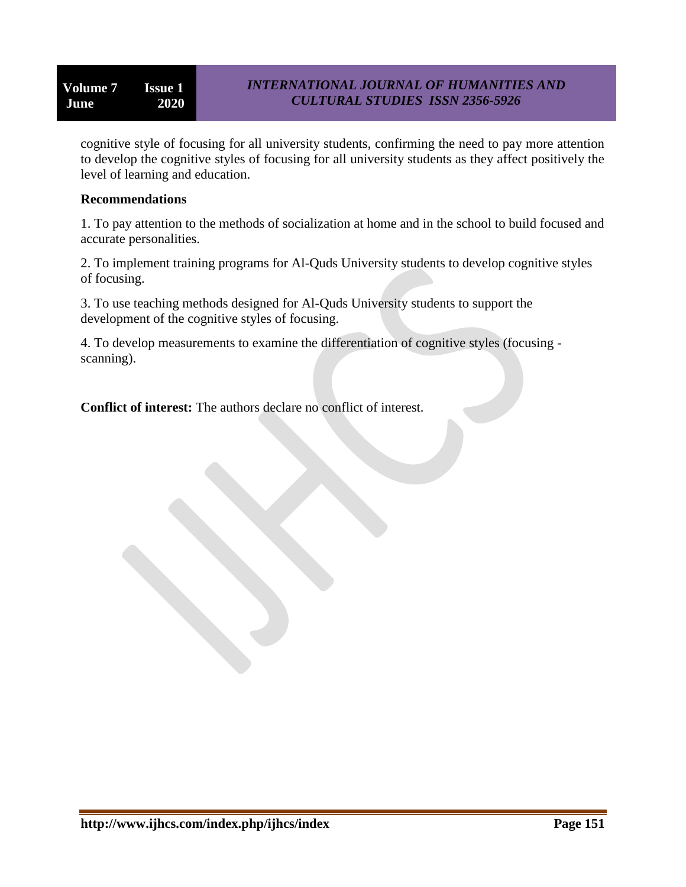cognitive style of focusing for all university students, confirming the need to pay more attention to develop the cognitive styles of focusing for all university students as they affect positively the level of learning and education.

## Recommendations

1. To pay attention to the methods of socialization at home and in the school to build focused and accurate personalities.

2. To implement training programs for Al-Quds University students to develop cognitive styles of focusing.

3. To use teaching methods designed for Al-Quds University students to support the development of the cognitive styles of focusing.

4. To develop measurements to examine the differentiation of cognitive styles (focusing - scanning).

**Conflict of interest:** The authors declare no conflict of interest.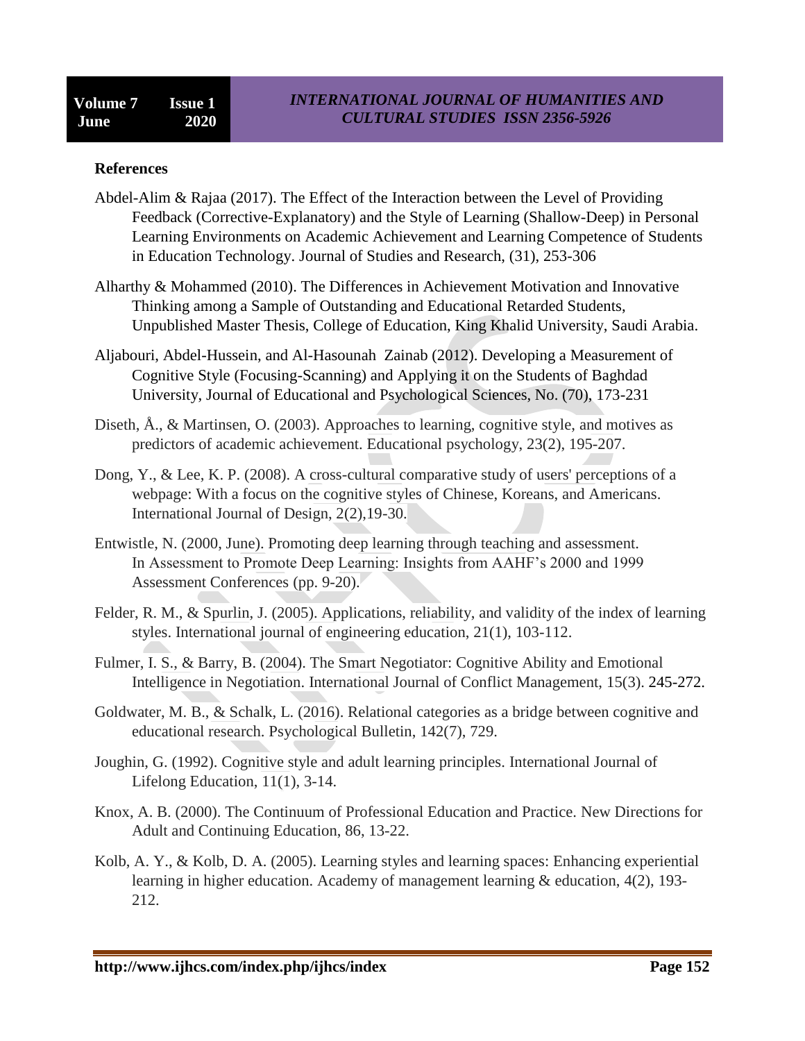## References

Abdel-Alim & Rajaa (2017). The Effect of the Interaction between the Level of Providing Feedback (Corrective-Explanatory) and the Style of Learning (Shallow-Deep) in Personal Learning Environments on Academic Achievement and Learning Competence of Students in Education Technology. Journal of Studies and Research, (31), 253-306

Alharthy & Mohammed (2010). The Differences in Achievement Motivation and Innovative Thinking among a Sample of Outstanding and Educational Retarded Students, Unpublished Master Thesis, College of Education, King Khalid University, Saudi Arabia.

Aljabouri, Abdel-Hussein, and Al-Hasounah Zainab (2012). Developing a Measurement of Cognitive Style (Focusing-Scanning) and Applying it on the Students of Baghdad University, Journal of Educational and Psychological Sciences, No. (70), 173-231

Diseth, Å., & Martinsen, O. (2003). Approaches to learning, cognitive style, and motives as predictors of academic achievement. Educational psychology, 23(2), 195-207.

Dong, Y., & Lee, K. P. (2008). A cross-cultural comparative study of users' perceptions of a webpage: With a focus on the cognitive styles of Chinese, Koreans, and Americans. International Journal of Design, 2(2),19-30.

Entwistle, N. (2000, June). Promoting deep learning through teaching and assessment. In Assessment to Promote Deep Learning: Insights from AAHF's 2000 and 1999 Assessment Conferences (pp. 9-20).

Felder, R. M., & Spurlin, J. (2005). Applications, reliability, and validity of the index of learning styles. International journal of engineering education, 21(1), 103-112.

Fulmer, I. S., & Barry, B. (2004). The Smart Negotiator: Cognitive Ability and Emotional Intelligence in Negotiation. International Journal of Conflict Management, 15(3). 245-272.

Goldwater, M. B., & Schalk, L. (2016). Relational categories as a bridge between cognitive and educational research. Psychological Bulletin, 142(7), 729.

Joughin, G. (1992). Cognitive style and adult learning principles. International Journal of Lifelong Education, 11(1), 3-14.

Knox, A. B. (2000). The Continuum of Professional Education and Practice. New Directions for Adult and Continuing Education, 86, 13-22.

Kolb, A. Y., & Kolb, D. A. (2005). Learning styles and learning spaces: Enhancing experiential learning in higher education. Academy of management learning & education, 4(2), 193-212.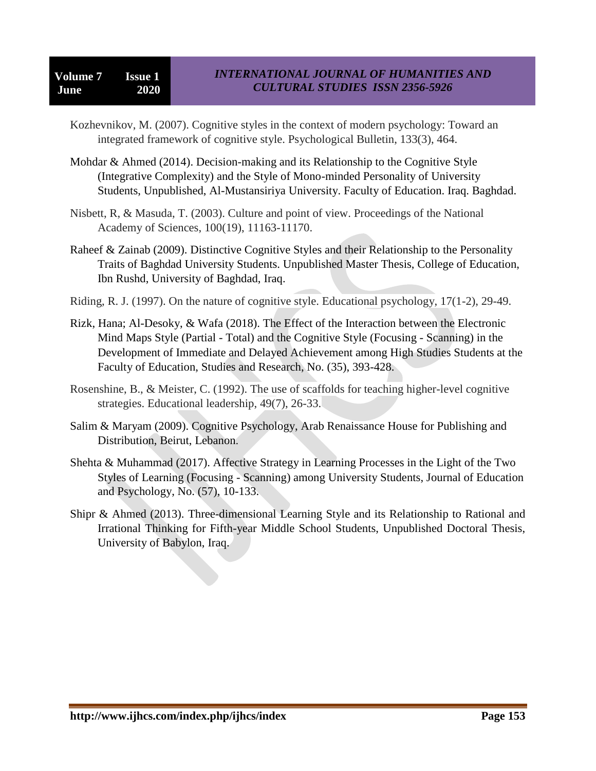Kozhevnikov, M. (2007). Cognitive styles in the context of modern psychology: Toward an integrated framework of cognitive style. Psychological Bulletin, 133(3), 464.

Mohdar & Ahmed (2014). Decision-making and its Relationship to the Cognitive Style (Integrative Complexity) and the Style of Mono-minded Personality of University Students, Unpublished, Al-Mustansiriya University. Faculty of Education. Iraq. Baghdad.

Nisbett, R, & Masuda, T. (2003). Culture and point of view. Proceedings of the National Academy of Sciences, 100(19), 11163-11170.

Raheef & Zainab (2009). Distinctive Cognitive Styles and their Relationship to the Personality Traits of Baghdad University Students. Unpublished Master Thesis, College of Education, Ibn Rushd, University of Baghdad, Iraq.

Riding, R. J. (1997). On the nature of cognitive style. Educational psychology, 17(1-2), 29-49.

Rizk, Hana; Al-Desoky, & Wafa (2018). The Effect of the Interaction between the Electronic Mind Maps Style (Partial - Total) and the Cognitive Style (Focusing - Scanning) in the Development of Immediate and Delayed Achievement among High Studies Students at the Faculty of Education, Studies and Research, No. (35), 393-428.

Rosenshine, B., & Meister, C. (1992). The use of scaffolds for teaching higher-level cognitive strategies. Educational leadership, 49(7), 26-33.

Salim & Maryam (2009). Cognitive Psychology, Arab Renaissance House for Publishing and Distribution, Beirut, Lebanon.

Shehta & Muhammad (2017). Affective Strategy in Learning Processes in the Light of the Two Styles of Learning (Focusing - Scanning) among University Students, Journal of Education and Psychology, No. (57), 10-133.

Shipr & Ahmed (2013). Three-dimensional Learning Style and its Relationship to Rational and Irrational Thinking for Fifth-year Middle School Students, Unpublished Doctoral Thesis, University of Babylon, Iraq.